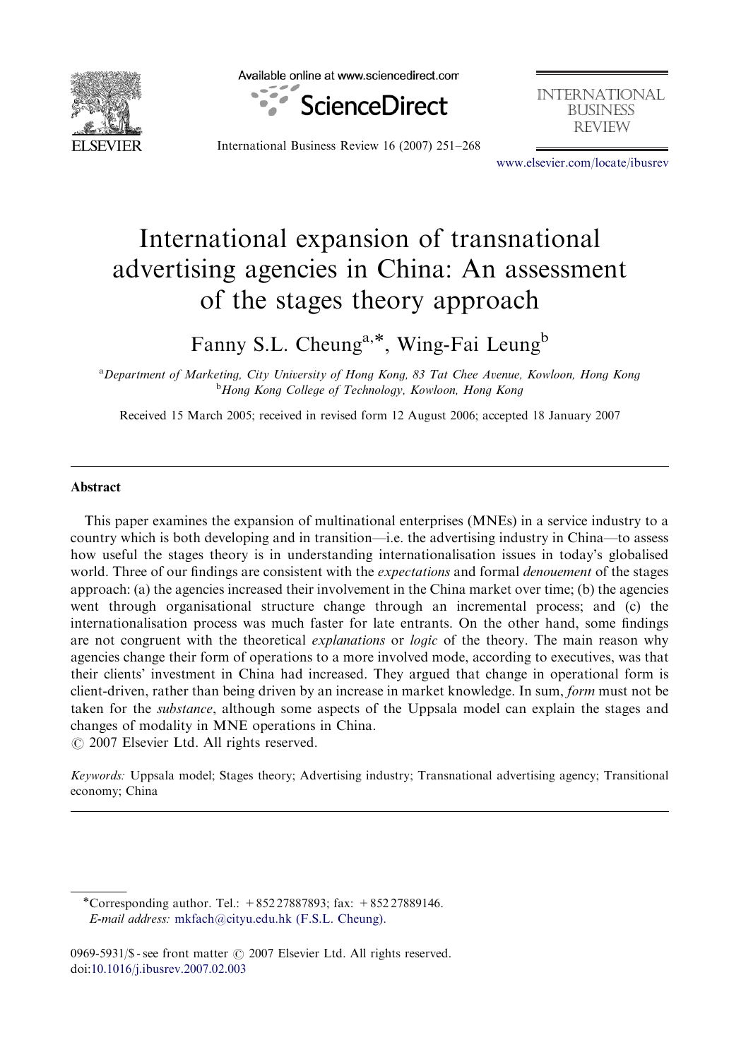# International expansion of transnational advertising agencies in China: An assessment of the stages theory approach

Fanny S.L. Cheung[a,*], Wing-Fai Leung[b]

[a]Department of Marketing, City University of Hong Kong, 83 Tat Chee Avenue, Kowloon, Hong Kong
[b]Hong Kong College of Technology, Kowloon, Hong Kong

Received 15 March 2005; received in revised form 12 August 2006; accepted 18 January 2007

## Abstract

This paper examines the expansion of multinational enterprises (MNEs) in a service industry to a country which is both developing and in transition—i.e. the advertising industry in China—to assess how useful the stages theory is in understanding internationalisation issues in today's globalised world. Three of our findings are consistent with the *expectations* and formal *denouement* of the stages approach: (a) the agencies increased their involvement in the China market over time; (b) the agencies went through organisational structure change through an incremental process; and (c) the internationalisation process was much faster for late entrants. On the other hand, some findings are not congruent with the theoretical *explanations* or *logic* of the theory. The main reason why agencies change their form of operations to a more involved mode, according to executives, was that their clients' investment in China had increased. They argued that change in operational form is client-driven, rather than being driven by an increase in market knowledge. In sum, *form* must not be taken for the *substance*, although some aspects of the Uppsala model can explain the stages and changes of modality in MNE operations in China.
© 2007 Elsevier Ltd. All rights reserved.

*Keywords:* Uppsala model; Stages theory; Advertising industry; Transnational advertising agency; Transitional economy; China

---

*Corresponding author. Tel.: +852 27887893; fax: +852 27889146.
*E-mail address:* mkfach@cityu.edu.hk (F.S.L. Cheung).

0969-5931/$ - see front matter © 2007 Elsevier Ltd. All rights reserved.
doi:10.1016/j.ibusrev.2007.02.003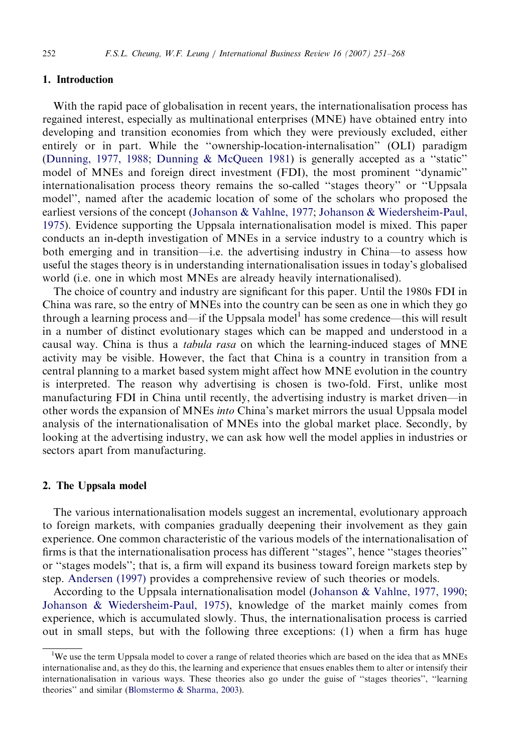## 1. Introduction

With the rapid pace of globalisation in recent years, the internationalisation process has regained interest, especially as multinational enterprises (MNE) have obtained entry into developing and transition economies from which they were previously excluded, either entirely or in part. While the ''ownership-location-internalisation'' (OLI) paradigm (Dunning, 1977, 1988; Dunning & McQueen 1981) is generally accepted as a ''static'' model of MNEs and foreign direct investment (FDI), the most prominent ''dynamic'' internationalisation process theory remains the so-called ''stages theory'' or ''Uppsala model'', named after the academic location of some of the scholars who proposed the earliest versions of the concept (Johanson & Vahlne, 1977; Johanson & Wiedersheim-Paul, 1975). Evidence supporting the Uppsala internationalisation model is mixed. This paper conducts an in-depth investigation of MNEs in a service industry to a country which is both emerging and in transition—i.e. the advertising industry in China—to assess how useful the stages theory is in understanding internationalisation issues in today's globalised world (i.e. one in which most MNEs are already heavily internationalised).

The choice of country and industry are significant for this paper. Until the 1980s FDI in China was rare, so the entry of MNEs into the country can be seen as one in which they go through a learning process and—if the Uppsala model[1] has some credence—this will result in a number of distinct evolutionary stages which can be mapped and understood in a causal way. China is thus a *tabula rasa* on which the learning-induced stages of MNE activity may be visible. However, the fact that China is a country in transition from a central planning to a market based system might affect how MNE evolution in the country is interpreted. The reason why advertising is chosen is two-fold. First, unlike most manufacturing FDI in China until recently, the advertising industry is market driven—in other words the expansion of MNEs *into* China's market mirrors the usual Uppsala model analysis of the internationalisation of MNEs into the global market place. Secondly, by looking at the advertising industry, we can ask how well the model applies in industries or sectors apart from manufacturing.

## 2. The Uppsala model

The various internationalisation models suggest an incremental, evolutionary approach to foreign markets, with companies gradually deepening their involvement as they gain experience. One common characteristic of the various models of the internationalisation of firms is that the internationalisation process has different ''stages'', hence ''stages theories'' or ''stages models''; that is, a firm will expand its business toward foreign markets step by step. Andersen (1997) provides a comprehensive review of such theories or models.

According to the Uppsala internationalisation model (Johanson & Vahlne, 1977, 1990; Johanson & Wiedersheim-Paul, 1975), knowledge of the market mainly comes from experience, which is accumulated slowly. Thus, the internationalisation process is carried out in small steps, but with the following three exceptions: (1) when a firm has huge

[1] We use the term Uppsala model to cover a range of related theories which are based on the idea that as MNEs internationalise and, as they do this, the learning and experience that ensues enables them to alter or intensify their internationalisation in various ways. These theories also go under the guise of ''stages theories'', ''learning theories'' and similar (Blomstermo & Sharma, 2003).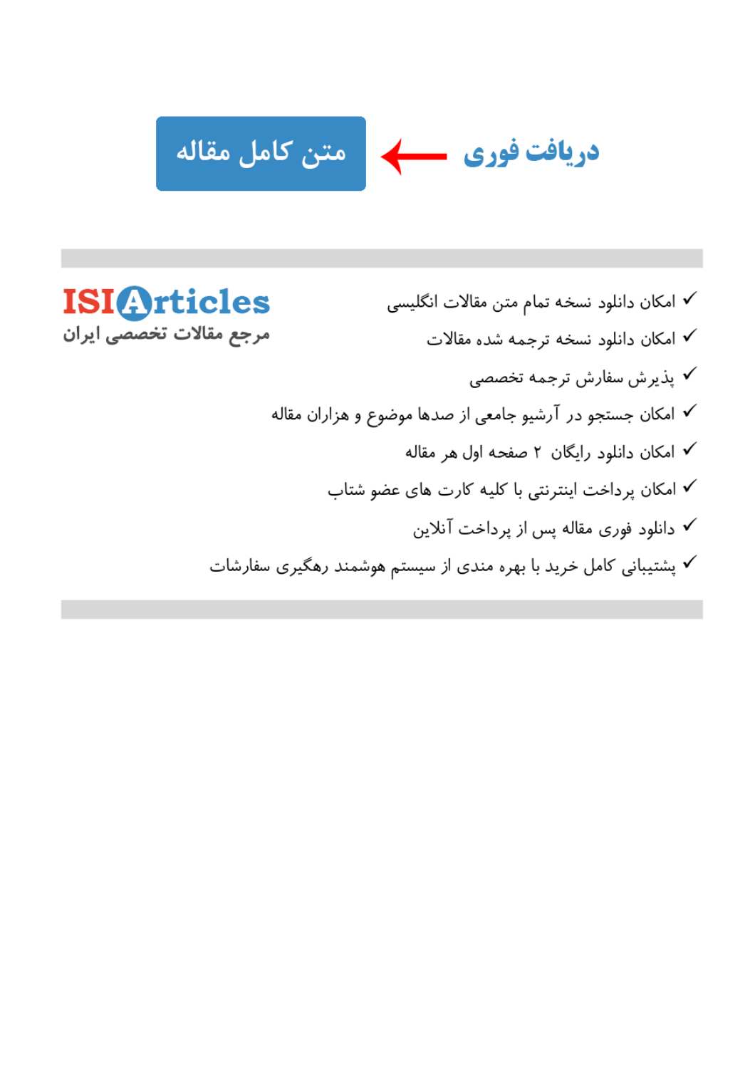دریافت فوری ← **متن کامل مقاله**

**ISIArticles**
مرجع مقالات تخصصی ایران

- ✓ امکان دانلود نسخه تمام متن مقالات انگلیسی
- ✓ امکان دانلود نسخه ترجمه شده مقالات
- ✓ پذیرش سفارش ترجمه تخصصی
- ✓ امکان جستجو در آرشیو جامعی از صدها موضوع و هزاران مقاله
- ✓ امکان دانلود رایگان ۲ صفحه اول هر مقاله
- ✓ امکان پرداخت اینترنتی با کلیه کارت های عضو شتاب
- ✓ دانلود فوری مقاله پس از پرداخت آنلاین
- ✓ پشتیبانی کامل خرید با بهره مندی از سیستم هوشمند رهگیری سفارشات